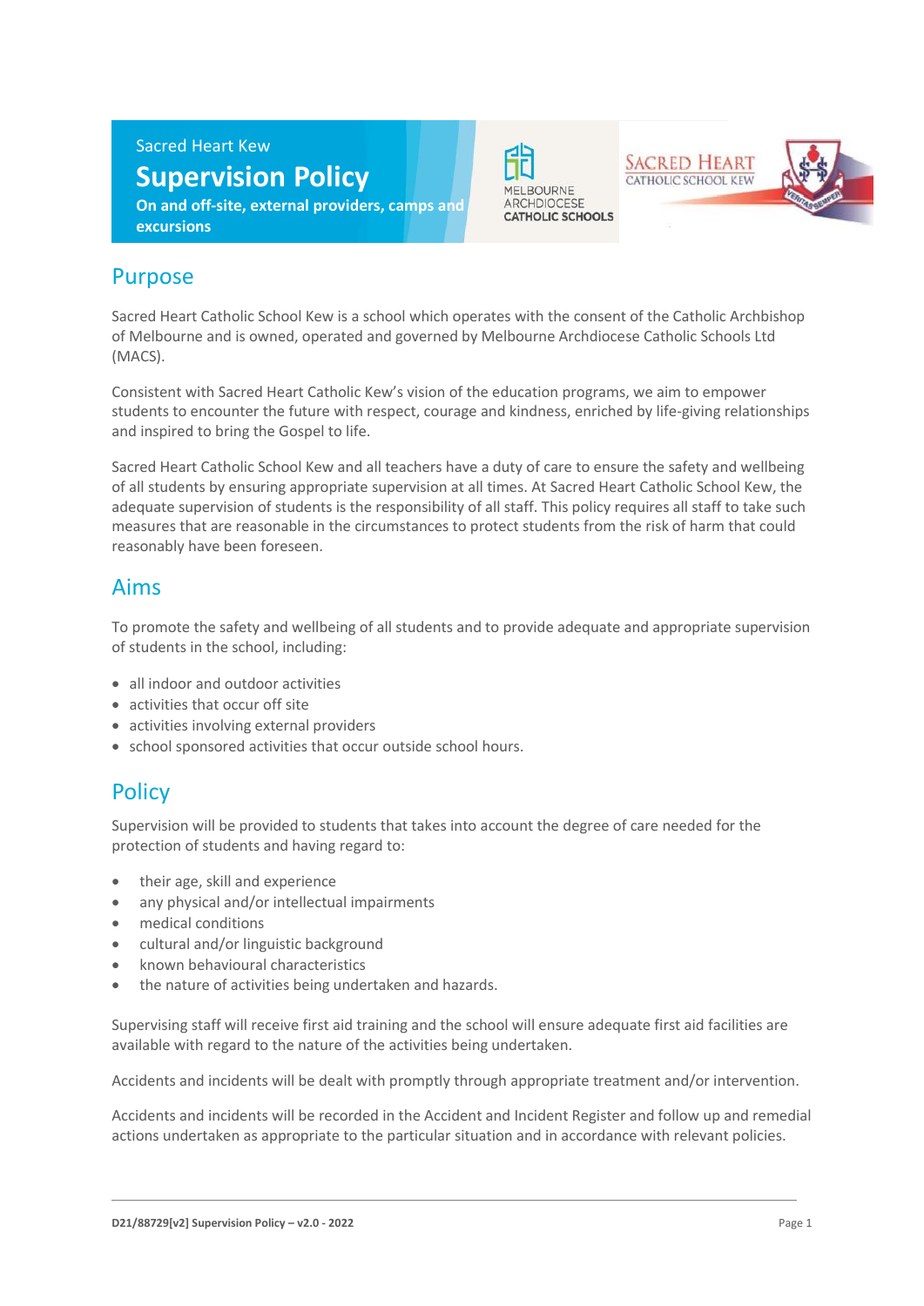Sacred Heart Kew

# Supervision Policy

**On and off-site, external providers, camps and excursions**

## Purpose

Sacred Heart Catholic School Kew is a school which operates with the consent of the Catholic Archbishop of Melbourne and is owned, operated and governed by Melbourne Archdiocese Catholic Schools Ltd (MACS).

Consistent with Sacred Heart Catholic Kew's vision of the education programs, we aim to empower students to encounter the future with respect, courage and kindness, enriched by life-giving relationships and inspired to bring the Gospel to life.

Sacred Heart Catholic School Kew and all teachers have a duty of care to ensure the safety and wellbeing of all students by ensuring appropriate supervision at all times. At Sacred Heart Catholic School Kew, the adequate supervision of students is the responsibility of all staff. This policy requires all staff to take such measures that are reasonable in the circumstances to protect students from the risk of harm that could reasonably have been foreseen.

## Aims

To promote the safety and wellbeing of all students and to provide adequate and appropriate supervision of students in the school, including:

- all indoor and outdoor activities
- activities that occur off site
- activities involving external providers
- school sponsored activities that occur outside school hours.

## Policy

Supervision will be provided to students that takes into account the degree of care needed for the protection of students and having regard to:

- their age, skill and experience
- any physical and/or intellectual impairments
- medical conditions
- cultural and/or linguistic background
- known behavioural characteristics
- the nature of activities being undertaken and hazards.

Supervising staff will receive first aid training and the school will ensure adequate first aid facilities are available with regard to the nature of the activities being undertaken.

Accidents and incidents will be dealt with promptly through appropriate treatment and/or intervention.

Accidents and incidents will be recorded in the Accident and Incident Register and follow up and remedial actions undertaken as appropriate to the particular situation and in accordance with relevant policies.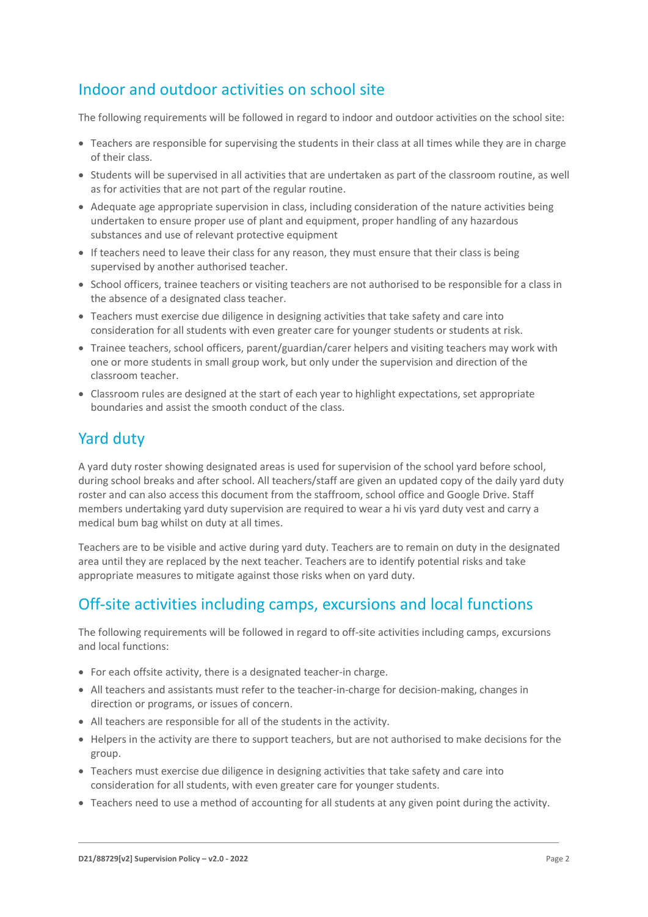## Indoor and outdoor activities on school site

The following requirements will be followed in regard to indoor and outdoor activities on the school site:

- Teachers are responsible for supervising the students in their class at all times while they are in charge of their class.
- Students will be supervised in all activities that are undertaken as part of the classroom routine, as well as for activities that are not part of the regular routine.
- Adequate age appropriate supervision in class, including consideration of the nature activities being undertaken to ensure proper use of plant and equipment, proper handling of any hazardous substances and use of relevant protective equipment
- If teachers need to leave their class for any reason, they must ensure that their class is being supervised by another authorised teacher.
- School officers, trainee teachers or visiting teachers are not authorised to be responsible for a class in the absence of a designated class teacher.
- Teachers must exercise due diligence in designing activities that take safety and care into consideration for all students with even greater care for younger students or students at risk.
- Trainee teachers, school officers, parent/guardian/carer helpers and visiting teachers may work with one or more students in small group work, but only under the supervision and direction of the classroom teacher.
- Classroom rules are designed at the start of each year to highlight expectations, set appropriate boundaries and assist the smooth conduct of the class.

## Yard duty

A yard duty roster showing designated areas is used for supervision of the school yard before school, during school breaks and after school. All teachers/staff are given an updated copy of the daily yard duty roster and can also access this document from the staffroom, school office and Google Drive. Staff members undertaking yard duty supervision are required to wear a hi vis yard duty vest and carry a medical bum bag whilst on duty at all times.

Teachers are to be visible and active during yard duty. Teachers are to remain on duty in the designated area until they are replaced by the next teacher. Teachers are to identify potential risks and take appropriate measures to mitigate against those risks when on yard duty.

## Off-site activities including camps, excursions and local functions

The following requirements will be followed in regard to off-site activities including camps, excursions and local functions:

- For each offsite activity, there is a designated teacher-in charge.
- All teachers and assistants must refer to the teacher-in-charge for decision-making, changes in direction or programs, or issues of concern.
- All teachers are responsible for all of the students in the activity.
- Helpers in the activity are there to support teachers, but are not authorised to make decisions for the group.
- Teachers must exercise due diligence in designing activities that take safety and care into consideration for all students, with even greater care for younger students.
- Teachers need to use a method of accounting for all students at any given point during the activity.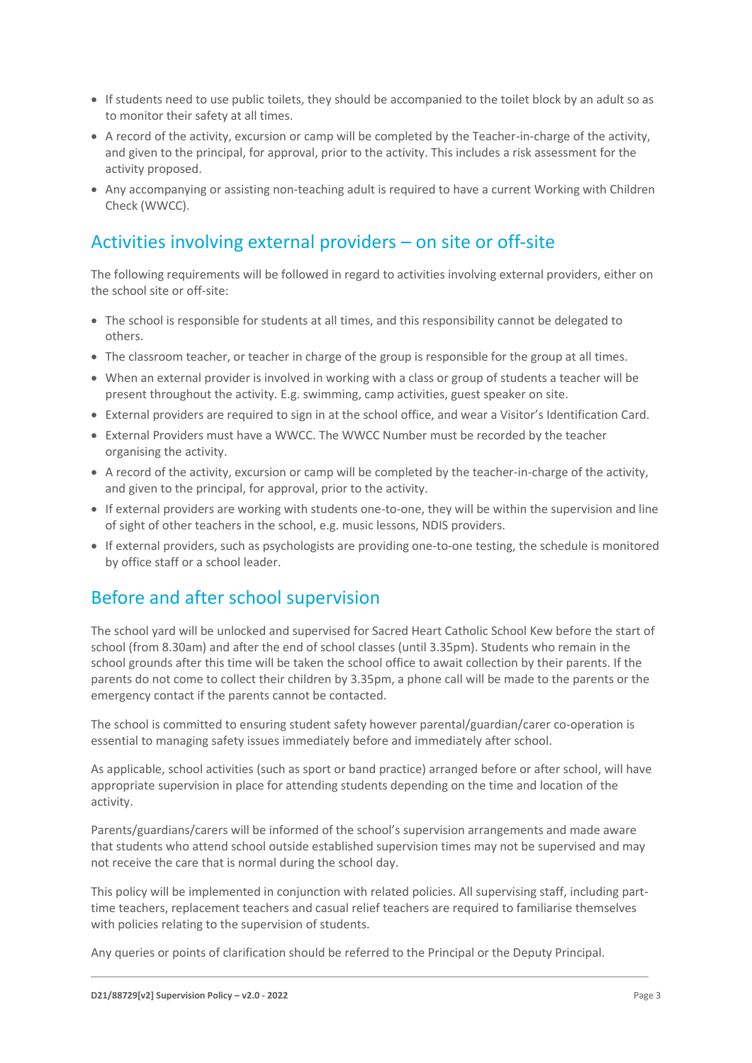- If students need to use public toilets, they should be accompanied to the toilet block by an adult so as to monitor their safety at all times.
- A record of the activity, excursion or camp will be completed by the Teacher-in-charge of the activity, and given to the principal, for approval, prior to the activity. This includes a risk assessment for the activity proposed.
- Any accompanying or assisting non-teaching adult is required to have a current Working with Children Check (WWCC).

## Activities involving external providers – on site or off-site

The following requirements will be followed in regard to activities involving external providers, either on the school site or off-site:

- The school is responsible for students at all times, and this responsibility cannot be delegated to others.
- The classroom teacher, or teacher in charge of the group is responsible for the group at all times.
- When an external provider is involved in working with a class or group of students a teacher will be present throughout the activity. E.g. swimming, camp activities, guest speaker on site.
- External providers are required to sign in at the school office, and wear a Visitor's Identification Card.
- External Providers must have a WWCC. The WWCC Number must be recorded by the teacher organising the activity.
- A record of the activity, excursion or camp will be completed by the teacher-in-charge of the activity, and given to the principal, for approval, prior to the activity.
- If external providers are working with students one-to-one, they will be within the supervision and line of sight of other teachers in the school, e.g. music lessons, NDIS providers.
- If external providers, such as psychologists are providing one-to-one testing, the schedule is monitored by office staff or a school leader.

## Before and after school supervision

The school yard will be unlocked and supervised for Sacred Heart Catholic School Kew before the start of school (from 8.30am) and after the end of school classes (until 3.35pm). Students who remain in the school grounds after this time will be taken the school office to await collection by their parents. If the parents do not come to collect their children by 3.35pm, a phone call will be made to the parents or the emergency contact if the parents cannot be contacted.

The school is committed to ensuring student safety however parental/guardian/carer co-operation is essential to managing safety issues immediately before and immediately after school.

As applicable, school activities (such as sport or band practice) arranged before or after school, will have appropriate supervision in place for attending students depending on the time and location of the activity.

Parents/guardians/carers will be informed of the school's supervision arrangements and made aware that students who attend school outside established supervision times may not be supervised and may not receive the care that is normal during the school day.

This policy will be implemented in conjunction with related policies. All supervising staff, including part-time teachers, replacement teachers and casual relief teachers are required to familiarise themselves with policies relating to the supervision of students.

Any queries or points of clarification should be referred to the Principal or the Deputy Principal.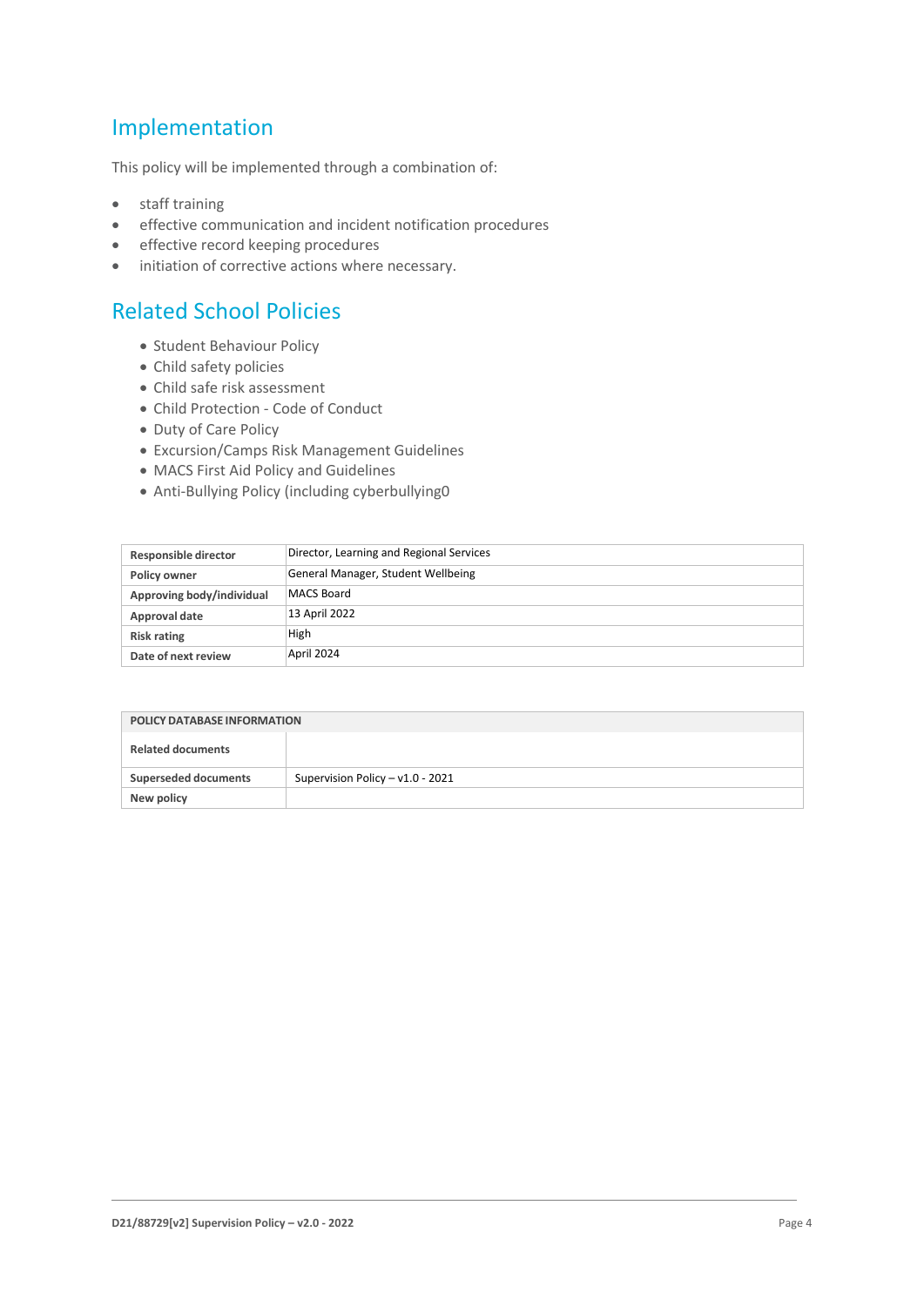## Implementation

This policy will be implemented through a combination of:

- staff training
- effective communication and incident notification procedures
- effective record keeping procedures
- initiation of corrective actions where necessary.

## Related School Policies

- Student Behaviour Policy
- Child safety policies
- Child safe risk assessment
- Child Protection - Code of Conduct
- Duty of Care Policy
- Excursion/Camps Risk Management Guidelines
- MACS First Aid Policy and Guidelines
- Anti-Bullying Policy (including cyberbullying0

| | |
|---|---|
| **Responsible director** | Director, Learning and Regional Services |
| **Policy owner** | General Manager, Student Wellbeing |
| **Approving body/individual** | MACS Board |
| **Approval date** | 13 April 2022 |
| **Risk rating** | High |
| **Date of next review** | April 2024 |

| **POLICY DATABASE INFORMATION** | |
|---|---|
| **Related documents** | |
| **Superseded documents** | Supervision Policy – v1.0 - 2021 |
| **New policy** | |